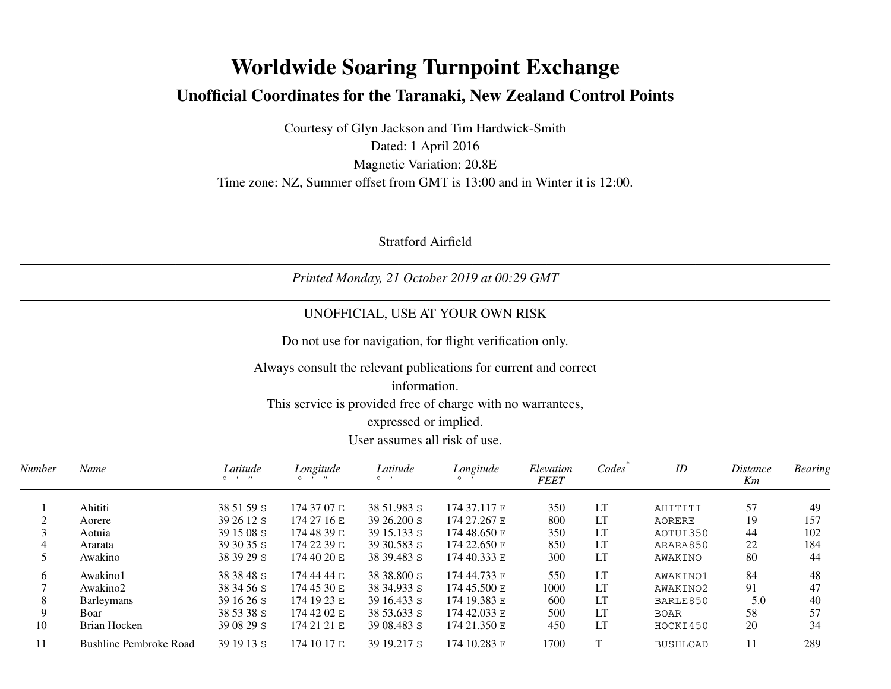# Worldwide Soaring Turnpoint Exchange

## Unofficial Coordinates for the Taranaki, New Zealand Control Points

Courtesy of Glyn Jackson and Tim Hardwick-Smith

Dated: 1 April 2016

Magnetic Variation: 20.8E

Time zone: NZ, Summer offset from GMT is 13:00 and in Winter it is 12:00.

---

Stratford Airfield

---

*Printed Monday, 21 October 2019 at 00:29 GMT*

---

UNOFFICIAL, USE AT YOUR OWN RISK

Do not use for navigation, for flight verification only.

Always consult the relevant publications for current and correct information.

This service is provided free of charge with no warrantees, expressed or implied.

User assumes all risk of use.

| Number | Name | Latitude ° ' " | Longitude ° ' " | Latitude ° ' | Longitude ° ' | Elevation FEET | Codes* | ID | Distance Km | Bearing |
|---|---|---|---|---|---|---|---|---|---|---|
| 1 | Ahititi | 38 51 59 S | 174 37 07 E | 38 51.983 S | 174 37.117 E | 350 | LT | AHITITI | 57 | 49 |
| 2 | Aorere | 39 26 12 S | 174 27 16 E | 39 26.200 S | 174 27.267 E | 800 | LT | AORERE | 19 | 157 |
| 3 | Aotuia | 39 15 08 S | 174 48 39 E | 39 15.133 S | 174 48.650 E | 350 | LT | AOTUI350 | 44 | 102 |
| 4 | Ararata | 39 30 35 S | 174 22 39 E | 39 30.583 S | 174 22.650 E | 850 | LT | ARARA850 | 22 | 184 |
| 5 | Awakino | 38 39 29 S | 174 40 20 E | 38 39.483 S | 174 40.333 E | 300 | LT | AWAKINO | 80 | 44 |
| 6 | Awakino1 | 38 38 48 S | 174 44 44 E | 38 38.800 S | 174 44.733 E | 550 | LT | AWAKINO1 | 84 | 48 |
| 7 | Awakino2 | 38 34 56 S | 174 45 30 E | 38 34.933 S | 174 45.500 E | 1000 | LT | AWAKINO2 | 91 | 47 |
| 8 | Barleymans | 39 16 26 S | 174 19 23 E | 39 16.433 S | 174 19.383 E | 600 | LT | BARLE850 | 5.0 | 40 |
| 9 | Boar | 38 53 38 S | 174 42 02 E | 38 53.633 S | 174 42.033 E | 500 | LT | BOAR | 58 | 57 |
| 10 | Brian Hocken | 39 08 29 S | 174 21 21 E | 39 08.483 S | 174 21.350 E | 450 | LT | HOCKI450 | 20 | 34 |
| 11 | Bushline Pembroke Road | 39 19 13 S | 174 10 17 E | 39 19.217 S | 174 10.283 E | 1700 | T | BUSHLOAD | 11 | 289 |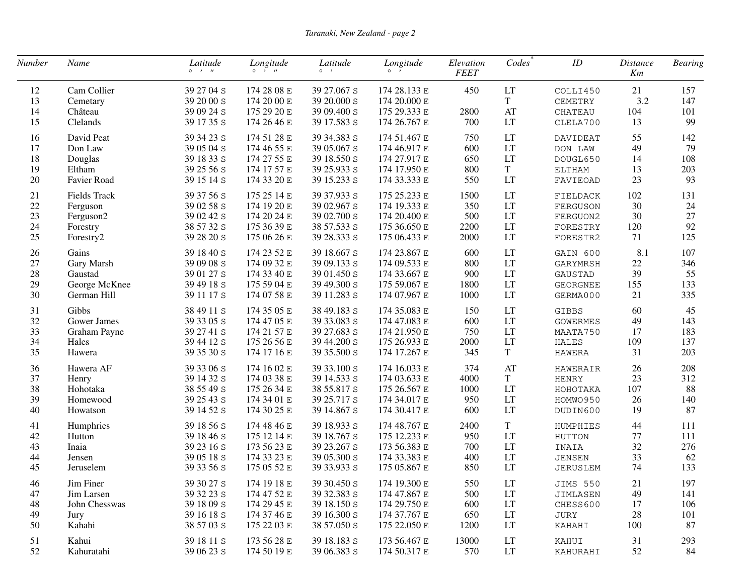| Number | Name | Latitude ° ' " | Longitude ° ' " | Latitude ° ' | Longitude ° ' | Elevation FEET | Codes* | ID | Distance Km | Bearing |
|---|---|---|---|---|---|---|---|---|---|---|
| 12 | Cam Collier | 39 27 04 S | 174 28 08 E | 39 27.067 S | 174 28.133 E | 450 | LT | COLLI450 | 21 | 157 |
| 13 | Cemetary | 39 20 00 S | 174 20 00 E | 39 20.000 S | 174 20.000 E | | T | CEMETRY | 3.2 | 147 |
| 14 | Château | 39 09 24 S | 175 29 20 E | 39 09.400 S | 175 29.333 E | 2800 | AT | CHATEAU | 104 | 101 |
| 15 | Clelands | 39 17 35 S | 174 26 46 E | 39 17.583 S | 174 26.767 E | 700 | LT | CLELA700 | 13 | 99 |
| 16 | David Peat | 39 34 23 S | 174 51 28 E | 39 34.383 S | 174 51.467 E | 750 | LT | DAVIDEAT | 55 | 142 |
| 17 | Don Law | 39 05 04 S | 174 46 55 E | 39 05.067 S | 174 46.917 E | 600 | LT | DON LAW | 49 | 79 |
| 18 | Douglas | 39 18 33 S | 174 27 55 E | 39 18.550 S | 174 27.917 E | 650 | LT | DOUGL650 | 14 | 108 |
| 19 | Eltham | 39 25 56 S | 174 17 57 E | 39 25.933 S | 174 17.950 E | 800 | T | ELTHAM | 13 | 203 |
| 20 | Favier Road | 39 15 14 S | 174 33 20 E | 39 15.233 S | 174 33.333 E | 550 | LT | FAVIEOAD | 23 | 93 |
| 21 | Fields Track | 39 37 56 S | 175 25 14 E | 39 37.933 S | 175 25.233 E | 1500 | LT | FIELDACK | 102 | 131 |
| 22 | Ferguson | 39 02 58 S | 174 19 20 E | 39 02.967 S | 174 19.333 E | 350 | LT | FERGUSON | 30 | 24 |
| 23 | Ferguson2 | 39 02 42 S | 174 20 24 E | 39 02.700 S | 174 20.400 E | 500 | LT | FERGUON2 | 30 | 27 |
| 24 | Forestry | 38 57 32 S | 175 36 39 E | 38 57.533 S | 175 36.650 E | 2200 | LT | FORESTRY | 120 | 92 |
| 25 | Forestry2 | 39 28 20 S | 175 06 26 E | 39 28.333 S | 175 06.433 E | 2000 | LT | FORESTR2 | 71 | 125 |
| 26 | Gains | 39 18 40 S | 174 23 52 E | 39 18.667 S | 174 23.867 E | 600 | LT | GAIN 600 | 8.1 | 107 |
| 27 | Gary Marsh | 39 09 08 S | 174 09 32 E | 39 09.133 S | 174 09.533 E | 800 | LT | GARYMRSH | 22 | 346 |
| 28 | Gaustad | 39 01 27 S | 174 33 40 E | 39 01.450 S | 174 33.667 E | 900 | LT | GAUSTAD | 39 | 55 |
| 29 | George McKnee | 39 49 18 S | 175 59 04 E | 39 49.300 S | 175 59.067 E | 1800 | LT | GEORGNEE | 155 | 133 |
| 30 | German Hill | 39 11 17 S | 174 07 58 E | 39 11.283 S | 174 07.967 E | 1000 | LT | GERMA000 | 21 | 335 |
| 31 | Gibbs | 38 49 11 S | 174 35 05 E | 38 49.183 S | 174 35.083 E | 150 | LT | GIBBS | 60 | 45 |
| 32 | Gower James | 39 33 05 S | 174 47 05 E | 39 33.083 S | 174 47.083 E | 600 | LT | GOWERMES | 49 | 143 |
| 33 | Graham Payne | 39 27 41 S | 174 21 57 E | 39 27.683 S | 174 21.950 E | 750 | LT | MAATA750 | 17 | 183 |
| 34 | Hales | 39 44 12 S | 175 26 56 E | 39 44.200 S | 175 26.933 E | 2000 | LT | HALES | 109 | 137 |
| 35 | Hawera | 39 35 30 S | 174 17 16 E | 39 35.500 S | 174 17.267 E | 345 | T | HAWERA | 31 | 203 |
| 36 | Hawera AF | 39 33 06 S | 174 16 02 E | 39 33.100 S | 174 16.033 E | 374 | AT | HAWERAIR | 26 | 208 |
| 37 | Henry | 39 14 32 S | 174 03 38 E | 39 14.533 S | 174 03.633 E | 4000 | T | HENRY | 23 | 312 |
| 38 | Hohotaka | 38 55 49 S | 175 26 34 E | 38 55.817 S | 175 26.567 E | 1000 | LT | HOHOTAKA | 107 | 88 |
| 39 | Homewood | 39 25 43 S | 174 34 01 E | 39 25.717 S | 174 34.017 E | 950 | LT | HOMWO950 | 26 | 140 |
| 40 | Howatson | 39 14 52 S | 174 30 25 E | 39 14.867 S | 174 30.417 E | 600 | LT | DUDIN600 | 19 | 87 |
| 41 | Humphries | 39 18 56 S | 174 48 46 E | 39 18.933 S | 174 48.767 E | 2400 | T | HUMPHIES | 44 | 111 |
| 42 | Hutton | 39 18 46 S | 175 12 14 E | 39 18.767 S | 175 12.233 E | 950 | LT | HUTTON | 77 | 111 |
| 43 | Inaia | 39 23 16 S | 173 56 23 E | 39 23.267 S | 173 56.383 E | 700 | LT | INAIA | 32 | 276 |
| 44 | Jensen | 39 05 18 S | 174 33 23 E | 39 05.300 S | 174 33.383 E | 400 | LT | JENSEN | 33 | 62 |
| 45 | Jeruselem | 39 33 56 S | 175 05 52 E | 39 33.933 S | 175 05.867 E | 850 | LT | JERUSLEM | 74 | 133 |
| 46 | Jim Finer | 39 30 27 S | 174 19 18 E | 39 30.450 S | 174 19.300 E | 550 | LT | JIMS 550 | 21 | 197 |
| 47 | Jim Larsen | 39 32 23 S | 174 47 52 E | 39 32.383 S | 174 47.867 E | 500 | LT | JIMLASEN | 49 | 141 |
| 48 | John Chesswas | 39 18 09 S | 174 29 45 E | 39 18.150 S | 174 29.750 E | 600 | LT | CHESS600 | 17 | 106 |
| 49 | Jury | 39 16 18 S | 174 37 46 E | 39 16.300 S | 174 37.767 E | 650 | LT | JURY | 28 | 101 |
| 50 | Kahahi | 38 57 03 S | 175 22 03 E | 38 57.050 S | 175 22.050 E | 1200 | LT | KAHAHI | 100 | 87 |
| 51 | Kahui | 39 18 11 S | 173 56 28 E | 39 18.183 S | 173 56.467 E | 13000 | LT | KAHUI | 31 | 293 |
| 52 | Kahuratahi | 39 06 23 S | 174 50 19 E | 39 06.383 S | 174 50.317 E | 570 | LT | KAHURAHI | 52 | 84 |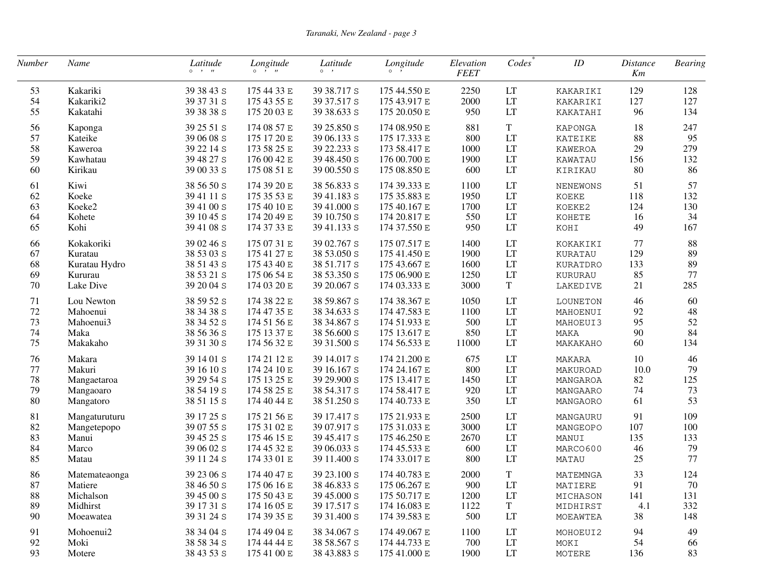| Number | Name | Latitude ° ′ ″ | Longitude ° ′ ″ | Latitude ° ′ | Longitude ° ′ | Elevation FEET | Codes* | ID | Distance Km | Bearing |
|---|---|---|---|---|---|---|---|---|---|---|
| 53 | Kakariki | 39 38 43 S | 175 44 33 E | 39 38.717 S | 175 44.550 E | 2250 | LT | KAKARIKI | 129 | 128 |
| 54 | Kakariki2 | 39 37 31 S | 175 43 55 E | 39 37.517 S | 175 43.917 E | 2000 | LT | KAKARIKI | 127 | 127 |
| 55 | Kakatahi | 39 38 38 S | 175 20 03 E | 39 38.633 S | 175 20.050 E | 950 | LT | KAKATAHI | 96 | 134 |
| 56 | Kaponga | 39 25 51 S | 174 08 57 E | 39 25.850 S | 174 08.950 E | 881 | T | KAPONGA | 18 | 247 |
| 57 | Kateike | 39 06 08 S | 175 17 20 E | 39 06.133 S | 175 17.333 E | 800 | LT | KATEIKE | 88 | 95 |
| 58 | Kaweroa | 39 22 14 S | 173 58 25 E | 39 22.233 S | 173 58.417 E | 1000 | LT | KAWEROA | 29 | 279 |
| 59 | Kawhatau | 39 48 27 S | 176 00 42 E | 39 48.450 S | 176 00.700 E | 1900 | LT | KAWATAU | 156 | 132 |
| 60 | Kirikau | 39 00 33 S | 175 08 51 E | 39 00.550 S | 175 08.850 E | 600 | LT | KIRIKAU | 80 | 86 |
| 61 | Kiwi | 38 56 50 S | 174 39 20 E | 38 56.833 S | 174 39.333 E | 1100 | LT | NENEWONS | 51 | 57 |
| 62 | Koeke | 39 41 11 S | 175 35 53 E | 39 41.183 S | 175 35.883 E | 1950 | LT | KOEKE | 118 | 132 |
| 63 | Koeke2 | 39 41 00 S | 175 40 10 E | 39 41.000 S | 175 40.167 E | 1700 | LT | KOEKE2 | 124 | 130 |
| 64 | Kohete | 39 10 45 S | 174 20 49 E | 39 10.750 S | 174 20.817 E | 550 | LT | KOHETE | 16 | 34 |
| 65 | Kohi | 39 41 08 S | 174 37 33 E | 39 41.133 S | 174 37.550 E | 950 | LT | KOHI | 49 | 167 |
| 66 | Kokakoriki | 39 02 46 S | 175 07 31 E | 39 02.767 S | 175 07.517 E | 1400 | LT | KOKAKIKI | 77 | 88 |
| 67 | Kuratau | 38 53 03 S | 175 41 27 E | 38 53.050 S | 175 41.450 E | 1900 | LT | KURATAU | 129 | 89 |
| 68 | Kuratau Hydro | 38 51 43 S | 175 43 40 E | 38 51.717 S | 175 43.667 E | 1600 | LT | KURATDRO | 133 | 89 |
| 69 | Kururau | 38 53 21 S | 175 06 54 E | 38 53.350 S | 175 06.900 E | 1250 | LT | KURURAU | 85 | 77 |
| 70 | Lake Dive | 39 20 04 S | 174 03 20 E | 39 20.067 S | 174 03.333 E | 3000 | T | LAKEDIVE | 21 | 285 |
| 71 | Lou Newton | 38 59 52 S | 174 38 22 E | 38 59.867 S | 174 38.367 E | 1050 | LT | LOUNETON | 46 | 60 |
| 72 | Mahoenui | 38 34 38 S | 174 47 35 E | 38 34.633 S | 174 47.583 E | 1100 | LT | MAHOENUI | 92 | 48 |
| 73 | Mahoenui3 | 38 34 52 S | 174 51 56 E | 38 34.867 S | 174 51.933 E | 500 | LT | MAHOEUI3 | 95 | 52 |
| 74 | Maka | 38 56 36 S | 175 13 37 E | 38 56.600 S | 175 13.617 E | 850 | LT | MAKA | 90 | 84 |
| 75 | Makakaho | 39 31 30 S | 174 56 32 E | 39 31.500 S | 174 56.533 E | 11000 | LT | MAKAKAHO | 60 | 134 |
| 76 | Makara | 39 14 01 S | 174 21 12 E | 39 14.017 S | 174 21.200 E | 675 | LT | MAKARA | 10 | 46 |
| 77 | Makuri | 39 16 10 S | 174 24 10 E | 39 16.167 S | 174 24.167 E | 800 | LT | MAKUROAD | 10.0 | 79 |
| 78 | Mangaetaroa | 39 29 54 S | 175 13 25 E | 39 29.900 S | 175 13.417 E | 1450 | LT | MANGAROA | 82 | 125 |
| 79 | Mangaoaro | 38 54 19 S | 174 58 25 E | 38 54.317 S | 174 58.417 E | 920 | LT | MANGAARO | 74 | 73 |
| 80 | Mangatoro | 38 51 15 S | 174 40 44 E | 38 51.250 S | 174 40.733 E | 350 | LT | MANGAORO | 61 | 53 |
| 81 | Mangaturuturu | 39 17 25 S | 175 21 56 E | 39 17.417 S | 175 21.933 E | 2500 | LT | MANGAURU | 91 | 109 |
| 82 | Mangetepopo | 39 07 55 S | 175 31 02 E | 39 07.917 S | 175 31.033 E | 3000 | LT | MANGEOPO | 107 | 100 |
| 83 | Manui | 39 45 25 S | 175 46 15 E | 39 45.417 S | 175 46.250 E | 2670 | LT | MANUI | 135 | 133 |
| 84 | Marco | 39 06 02 S | 174 45 32 E | 39 06.033 S | 174 45.533 E | 600 | LT | MARCO600 | 46 | 79 |
| 85 | Matau | 39 11 24 S | 174 33 01 E | 39 11.400 S | 174 33.017 E | 800 | LT | MATAU | 25 | 77 |
| 86 | Matemateaonga | 39 23 06 S | 174 40 47 E | 39 23.100 S | 174 40.783 E | 2000 | T | MATEMNGA | 33 | 124 |
| 87 | Matiere | 38 46 50 S | 175 06 16 E | 38 46.833 S | 175 06.267 E | 900 | LT | MATIERE | 91 | 70 |
| 88 | Michalson | 39 45 00 S | 175 50 43 E | 39 45.000 S | 175 50.717 E | 1200 | LT | MICHASON | 141 | 131 |
| 89 | Midhirst | 39 17 31 S | 174 16 05 E | 39 17.517 S | 174 16.083 E | 1122 | T | MIDHIRST | 4.1 | 332 |
| 90 | Moeawatea | 39 31 24 S | 174 39 35 E | 39 31.400 S | 174 39.583 E | 500 | LT | MOEAWTEA | 38 | 148 |
| 91 | Mohoenui2 | 38 34 04 S | 174 49 04 E | 38 34.067 S | 174 49.067 E | 1100 | LT | MOHOEUI2 | 94 | 49 |
| 92 | Moki | 38 58 34 S | 174 44 44 E | 38 58.567 S | 174 44.733 E | 700 | LT | MOKI | 54 | 66 |
| 93 | Motere | 38 43 53 S | 175 41 00 E | 38 43.883 S | 175 41.000 E | 1900 | LT | MOTERE | 136 | 83 |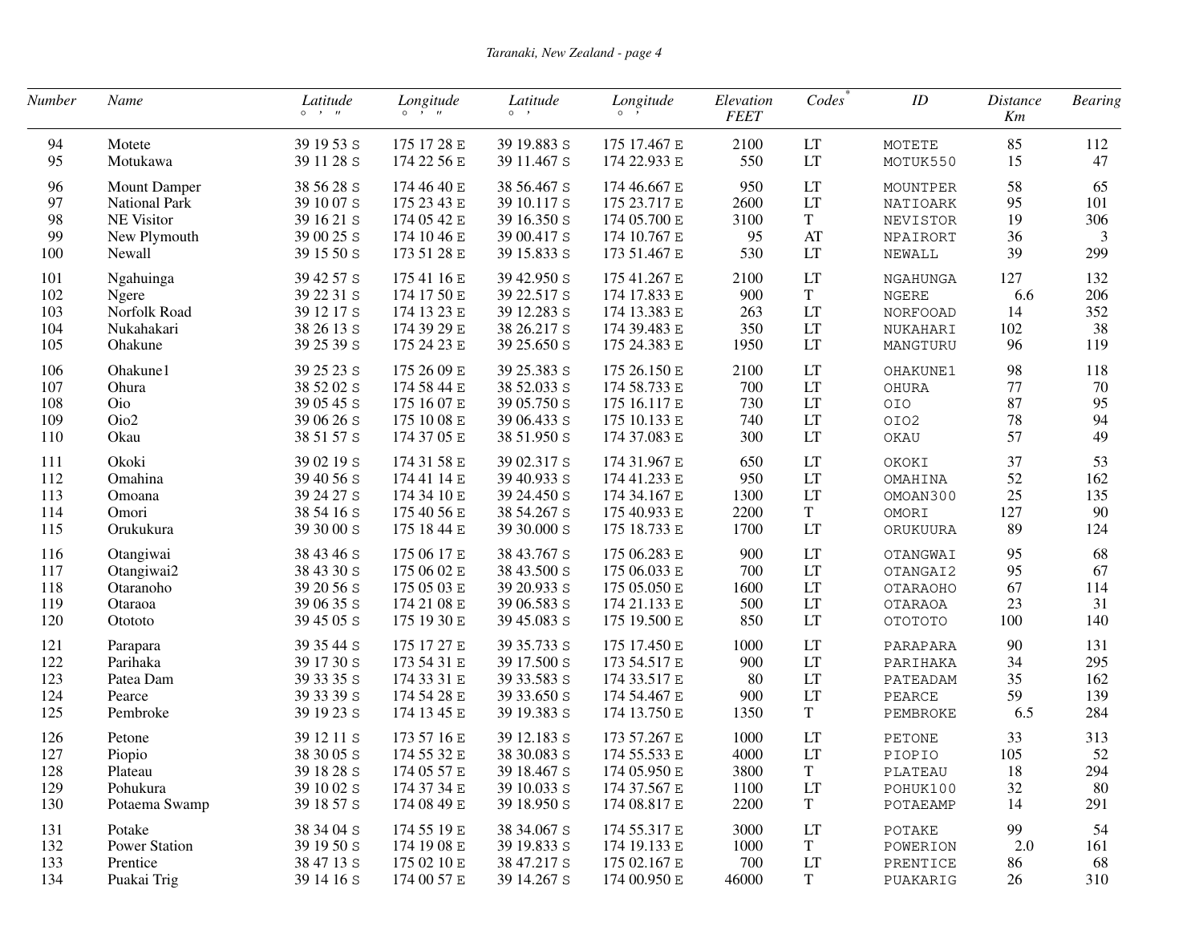| Number | Name | Latitude ° ' " | Longitude ° ' " | Latitude ° ' | Longitude ° ' | Elevation FEET | Codes* | ID | Distance Km | Bearing |
|---|---|---|---|---|---|---|---|---|---|---|
| 94 | Motete | 39 19 53 S | 175 17 28 E | 39 19.883 S | 175 17.467 E | 2100 | LT | MOTETE | 85 | 112 |
| 95 | Motukawa | 39 11 28 S | 174 22 56 E | 39 11.467 S | 174 22.933 E | 550 | LT | MOTUK550 | 15 | 47 |
| 96 | Mount Damper | 38 56 28 S | 174 46 40 E | 38 56.467 S | 174 46.667 E | 950 | LT | MOUNTPER | 58 | 65 |
| 97 | National Park | 39 10 07 S | 175 23 43 E | 39 10.117 S | 175 23.717 E | 2600 | LT | NATIOARK | 95 | 101 |
| 98 | NE Visitor | 39 16 21 S | 174 05 42 E | 39 16.350 S | 174 05.700 E | 3100 | T | NEVISTOR | 19 | 306 |
| 99 | New Plymouth | 39 00 25 S | 174 10 46 E | 39 00.417 S | 174 10.767 E | 95 | AT | NPAIRORT | 36 | 3 |
| 100 | Newall | 39 15 50 S | 173 51 28 E | 39 15.833 S | 173 51.467 E | 530 | LT | NEWALL | 39 | 299 |
| 101 | Ngahuinga | 39 42 57 S | 175 41 16 E | 39 42.950 S | 175 41.267 E | 2100 | LT | NGAHUNGA | 127 | 132 |
| 102 | Ngere | 39 22 31 S | 174 17 50 E | 39 22.517 S | 174 17.833 E | 900 | T | NGERE | 6.6 | 206 |
| 103 | Norfolk Road | 39 12 17 S | 174 13 23 E | 39 12.283 S | 174 13.383 E | 263 | LT | NORFOOAD | 14 | 352 |
| 104 | Nukahakari | 38 26 13 S | 174 39 29 E | 38 26.217 S | 174 39.483 E | 350 | LT | NUKAHARI | 102 | 38 |
| 105 | Ohakune | 39 25 39 S | 175 24 23 E | 39 25.650 S | 175 24.383 E | 1950 | LT | MANGTURU | 96 | 119 |
| 106 | Ohakune1 | 39 25 23 S | 175 26 09 E | 39 25.383 S | 175 26.150 E | 2100 | LT | OHAKUNE1 | 98 | 118 |
| 107 | Ohura | 38 52 02 S | 174 58 44 E | 38 52.033 S | 174 58.733 E | 700 | LT | OHURA | 77 | 70 |
| 108 | Oio | 39 05 45 S | 175 16 07 E | 39 05.750 S | 175 16.117 E | 730 | LT | OIO | 87 | 95 |
| 109 | Oio2 | 39 06 26 S | 175 10 08 E | 39 06.433 S | 175 10.133 E | 740 | LT | OIO2 | 78 | 94 |
| 110 | Okau | 38 51 57 S | 174 37 05 E | 38 51.950 S | 174 37.083 E | 300 | LT | OKAU | 57 | 49 |
| 111 | Okoki | 39 02 19 S | 174 31 58 E | 39 02.317 S | 174 31.967 E | 650 | LT | OKOKI | 37 | 53 |
| 112 | Omahina | 39 40 56 S | 174 41 14 E | 39 40.933 S | 174 41.233 E | 950 | LT | OMAHINA | 52 | 162 |
| 113 | Omoana | 39 24 27 S | 174 34 10 E | 39 24.450 S | 174 34.167 E | 1300 | LT | OMOAN300 | 25 | 135 |
| 114 | Omori | 38 54 16 S | 175 40 56 E | 38 54.267 S | 175 40.933 E | 2200 | T | OMORI | 127 | 90 |
| 115 | Orukukura | 39 30 00 S | 175 18 44 E | 39 30.000 S | 175 18.733 E | 1700 | LT | ORUKUURA | 89 | 124 |
| 116 | Otangiwai | 38 43 46 S | 175 06 17 E | 38 43.767 S | 175 06.283 E | 900 | LT | OTANGWAI | 95 | 68 |
| 117 | Otangiwai2 | 38 43 30 S | 175 06 02 E | 38 43.500 S | 175 06.033 E | 700 | LT | OTANGAI2 | 95 | 67 |
| 118 | Otaranoho | 39 20 56 S | 175 05 03 E | 39 20.933 S | 175 05.050 E | 1600 | LT | OTARAOHO | 67 | 114 |
| 119 | Otaraoa | 39 06 35 S | 174 21 08 E | 39 06.583 S | 174 21.133 E | 500 | LT | OTARAOA | 23 | 31 |
| 120 | Otototo | 39 45 05 S | 175 19 30 E | 39 45.083 S | 175 19.500 E | 850 | LT | OTOTOTO | 100 | 140 |
| 121 | Parapara | 39 35 44 S | 175 17 27 E | 39 35.733 S | 175 17.450 E | 1000 | LT | PARAPARA | 90 | 131 |
| 122 | Parihaka | 39 17 30 S | 173 54 31 E | 39 17.500 S | 173 54.517 E | 900 | LT | PARIHAKA | 34 | 295 |
| 123 | Patea Dam | 39 33 35 S | 174 33 31 E | 39 33.583 S | 174 33.517 E | 80 | LT | PATEADAM | 35 | 162 |
| 124 | Pearce | 39 33 39 S | 174 54 28 E | 39 33.650 S | 174 54.467 E | 900 | LT | PEARCE | 59 | 139 |
| 125 | Pembroke | 39 19 23 S | 174 13 45 E | 39 19.383 S | 174 13.750 E | 1350 | T | PEMBROKE | 6.5 | 284 |
| 126 | Petone | 39 12 11 S | 173 57 16 E | 39 12.183 S | 173 57.267 E | 1000 | LT | PETONE | 33 | 313 |
| 127 | Piopio | 38 30 05 S | 174 55 32 E | 38 30.083 S | 174 55.533 E | 4000 | LT | PIOPIO | 105 | 52 |
| 128 | Plateau | 39 18 28 S | 174 05 57 E | 39 18.467 S | 174 05.950 E | 3800 | T | PLATEAU | 18 | 294 |
| 129 | Pohukura | 39 10 02 S | 174 37 34 E | 39 10.033 S | 174 37.567 E | 1100 | LT | POHUK100 | 32 | 80 |
| 130 | Potaema Swamp | 39 18 57 S | 174 08 49 E | 39 18.950 S | 174 08.817 E | 2200 | T | POTAEAMP | 14 | 291 |
| 131 | Potake | 38 34 04 S | 174 55 19 E | 38 34.067 S | 174 55.317 E | 3000 | LT | POTAKE | 99 | 54 |
| 132 | Power Station | 39 19 50 S | 174 19 08 E | 39 19.833 S | 174 19.133 E | 1000 | T | POWERION | 2.0 | 161 |
| 133 | Prentice | 38 47 13 S | 175 02 10 E | 38 47.217 S | 175 02.167 E | 700 | LT | PRENTICE | 86 | 68 |
| 134 | Puakai Trig | 39 14 16 S | 174 00 57 E | 39 14.267 S | 174 00.950 E | 46000 | T | PUAKARIG | 26 | 310 |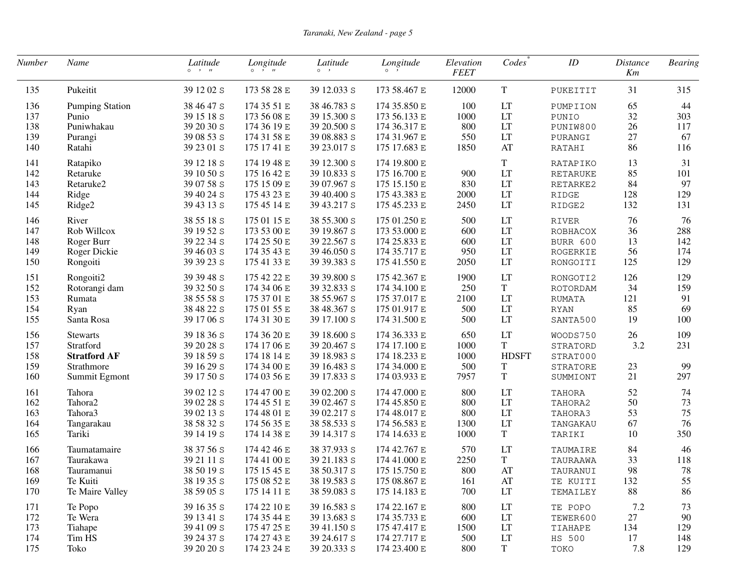| Number | Name | Latitude ° ' " | Longitude ° ' " | Latitude ° ' | Longitude ° ' | Elevation FEET | Codes* | ID | Distance Km | Bearing |
|---|---|---|---|---|---|---|---|---|---|---|
| 135 | Pukeitit | 39 12 02 S | 173 58 28 E | 39 12.033 S | 173 58.467 E | 12000 | T | PUKEITIT | 31 | 315 |
| 136 | Pumping Station | 38 46 47 S | 174 35 51 E | 38 46.783 S | 174 35.850 E | 100 | LT | PUMPIION | 65 | 44 |
| 137 | Punio | 39 15 18 S | 173 56 08 E | 39 15.300 S | 173 56.133 E | 1000 | LT | PUNIO | 32 | 303 |
| 138 | Puniwhakau | 39 20 30 S | 174 36 19 E | 39 20.500 S | 174 36.317 E | 800 | LT | PUNIW800 | 26 | 117 |
| 139 | Purangi | 39 08 53 S | 174 31 58 E | 39 08.883 S | 174 31.967 E | 550 | LT | PURANGI | 27 | 67 |
| 140 | Ratahi | 39 23 01 S | 175 17 41 E | 39 23.017 S | 175 17.683 E | 1850 | AT | RATAHI | 86 | 116 |
| 141 | Ratapiko | 39 12 18 S | 174 19 48 E | 39 12.300 S | 174 19.800 E | | T | RATAPIKO | 13 | 31 |
| 142 | Retaruke | 39 10 50 S | 175 16 42 E | 39 10.833 S | 175 16.700 E | 900 | LT | RETARUKE | 85 | 101 |
| 143 | Retaruke2 | 39 07 58 S | 175 15 09 E | 39 07.967 S | 175 15.150 E | 830 | LT | RETARKE2 | 84 | 97 |
| 144 | Ridge | 39 40 24 S | 175 43 23 E | 39 40.400 S | 175 43.383 E | 2000 | LT | RIDGE | 128 | 129 |
| 145 | Ridge2 | 39 43 13 S | 175 45 14 E | 39 43.217 S | 175 45.233 E | 2450 | LT | RIDGE2 | 132 | 131 |
| 146 | River | 38 55 18 S | 175 01 15 E | 38 55.300 S | 175 01.250 E | 500 | LT | RIVER | 76 | 76 |
| 147 | Rob Willcox | 39 19 52 S | 173 53 00 E | 39 19.867 S | 173 53.000 E | 600 | LT | ROBHACOX | 36 | 288 |
| 148 | Roger Burr | 39 22 34 S | 174 25 50 E | 39 22.567 S | 174 25.833 E | 600 | LT | BURR 600 | 13 | 142 |
| 149 | Roger Dickie | 39 46 03 S | 174 35 43 E | 39 46.050 S | 174 35.717 E | 950 | LT | ROGERKIE | 56 | 174 |
| 150 | Rongoiti | 39 39 23 S | 175 41 33 E | 39 39.383 S | 175 41.550 E | 2050 | LT | RONGOITI | 125 | 129 |
| 151 | Rongoiti2 | 39 39 48 S | 175 42 22 E | 39 39.800 S | 175 42.367 E | 1900 | LT | RONGOTI2 | 126 | 129 |
| 152 | Rotorangi dam | 39 32 50 S | 174 34 06 E | 39 32.833 S | 174 34.100 E | 250 | T | ROTORDAM | 34 | 159 |
| 153 | Rumata | 38 55 58 S | 175 37 01 E | 38 55.967 S | 175 37.017 E | 2100 | LT | RUMATA | 121 | 91 |
| 154 | Ryan | 38 48 22 S | 175 01 55 E | 38 48.367 S | 175 01.917 E | 500 | LT | RYAN | 85 | 69 |
| 155 | Santa Rosa | 39 17 06 S | 174 31 30 E | 39 17.100 S | 174 31.500 E | 500 | LT | SANTA500 | 19 | 100 |
| 156 | Stewarts | 39 18 36 S | 174 36 20 E | 39 18.600 S | 174 36.333 E | 650 | LT | WOODS750 | 26 | 109 |
| 157 | Stratford | 39 20 28 S | 174 17 06 E | 39 20.467 S | 174 17.100 E | 1000 | T | STRATORD | 3.2 | 231 |
| 158 | **Stratford AF** | 39 18 59 S | 174 18 14 E | 39 18.983 S | 174 18.233 E | 1000 | **HDSFT** | STRAT000 | | |
| 159 | Strathmore | 39 16 29 S | 174 34 00 E | 39 16.483 S | 174 34.000 E | 500 | T | STRATORE | 23 | 99 |
| 160 | Summit Egmont | 39 17 50 S | 174 03 56 E | 39 17.833 S | 174 03.933 E | 7957 | T | SUMMIONT | 21 | 297 |
| 161 | Tahora | 39 02 12 S | 174 47 00 E | 39 02.200 S | 174 47.000 E | 800 | LT | TAHORA | 52 | 74 |
| 162 | Tahora2 | 39 02 28 S | 174 45 51 E | 39 02.467 S | 174 45.850 E | 800 | LT | TAHORA2 | 50 | 73 |
| 163 | Tahora3 | 39 02 13 S | 174 48 01 E | 39 02.217 S | 174 48.017 E | 800 | LT | TAHORA3 | 53 | 75 |
| 164 | Tangarakau | 38 58 32 S | 174 56 35 E | 38 58.533 S | 174 56.583 E | 1300 | LT | TANGAKAU | 67 | 76 |
| 165 | Tariki | 39 14 19 S | 174 14 38 E | 39 14.317 S | 174 14.633 E | 1000 | T | TARIKI | 10 | 350 |
| 166 | Taumatamaire | 38 37 56 S | 174 42 46 E | 38 37.933 S | 174 42.767 E | 570 | LT | TAUMAIRE | 84 | 46 |
| 167 | Taurakawa | 39 21 11 S | 174 41 00 E | 39 21.183 S | 174 41.000 E | 2250 | T | TAURAAWA | 33 | 118 |
| 168 | Tauramanui | 38 50 19 S | 175 15 45 E | 38 50.317 S | 175 15.750 E | 800 | AT | TAURANUI | 98 | 78 |
| 169 | Te Kuiti | 38 19 35 S | 175 08 52 E | 38 19.583 S | 175 08.867 E | 161 | AT | TE KUITI | 132 | 55 |
| 170 | Te Maire Valley | 38 59 05 S | 175 14 11 E | 38 59.083 S | 175 14.183 E | 700 | LT | TEMAILEY | 88 | 86 |
| 171 | Te Popo | 39 16 35 S | 174 22 10 E | 39 16.583 S | 174 22.167 E | 800 | LT | TE POPO | 7.2 | 73 |
| 172 | Te Wera | 39 13 41 S | 174 35 44 E | 39 13.683 S | 174 35.733 E | 600 | LT | TEWER600 | 27 | 90 |
| 173 | Tiahape | 39 41 09 S | 175 47 25 E | 39 41.150 S | 175 47.417 E | 1500 | LT | TIAHAPE | 134 | 129 |
| 174 | Tim HS | 39 24 37 S | 174 27 43 E | 39 24.617 S | 174 27.717 E | 500 | LT | HS 500 | 17 | 148 |
| 175 | Toko | 39 20 20 S | 174 23 24 E | 39 20.333 S | 174 23.400 E | 800 | T | TOKO | 7.8 | 129 |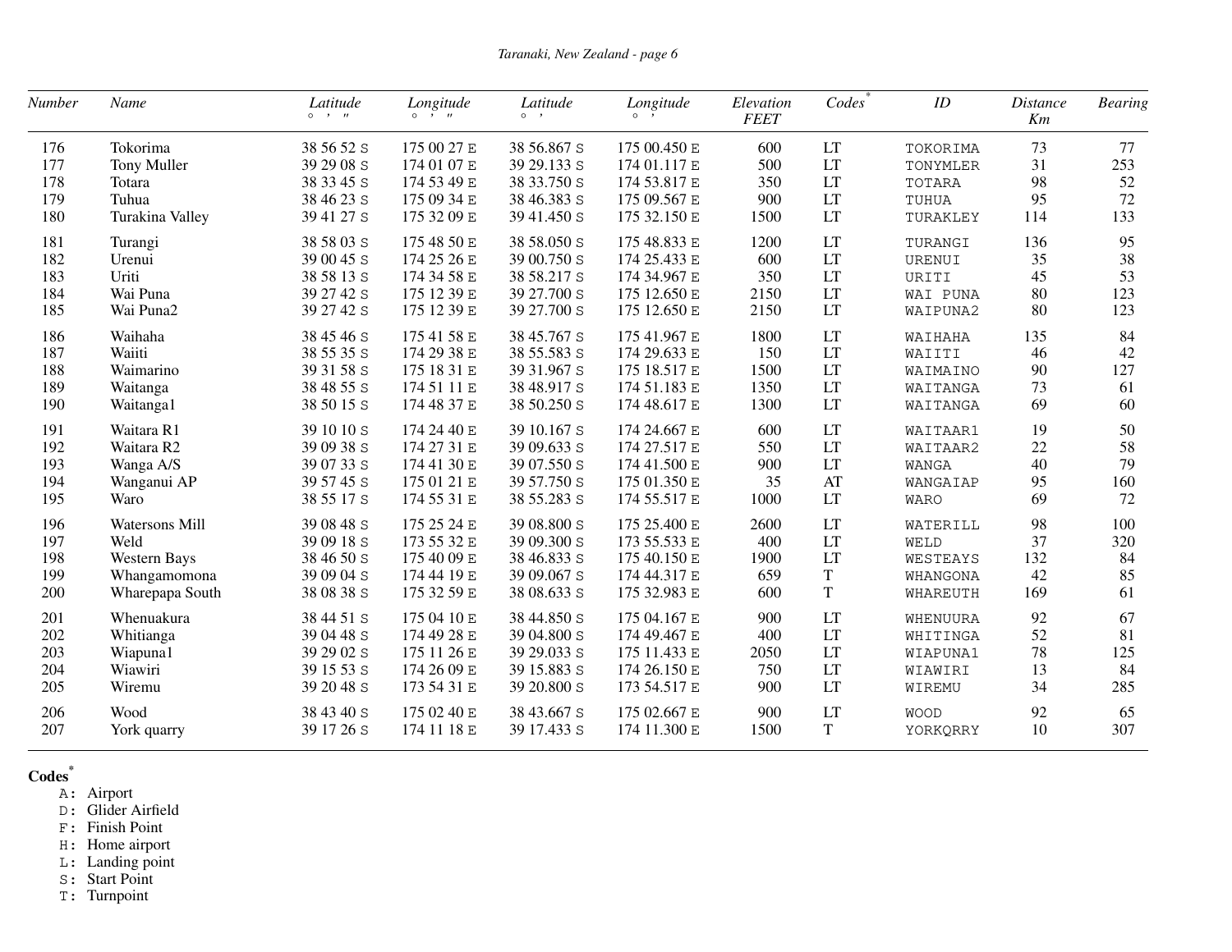| Number | Name | Latitude ° ′ ″ | Longitude ° ′ ″ | Latitude ° ′ | Longitude ° ′ | Elevation FEET | Codes* | ID | Distance Km | Bearing |
|---|---|---|---|---|---|---|---|---|---|---|
| 176 | Tokorima | 38 56 52 S | 175 00 27 E | 38 56.867 S | 175 00.450 E | 600 | LT | TOKORIMA | 73 | 77 |
| 177 | Tony Muller | 39 29 08 S | 174 01 07 E | 39 29.133 S | 174 01.117 E | 500 | LT | TONYMLER | 31 | 253 |
| 178 | Totara | 38 33 45 S | 174 53 49 E | 38 33.750 S | 174 53.817 E | 350 | LT | TOTARA | 98 | 52 |
| 179 | Tuhua | 38 46 23 S | 175 09 34 E | 38 46.383 S | 175 09.567 E | 900 | LT | TUHUA | 95 | 72 |
| 180 | Turakina Valley | 39 41 27 S | 175 32 09 E | 39 41.450 S | 175 32.150 E | 1500 | LT | TURAKLEY | 114 | 133 |
| 181 | Turangi | 38 58 03 S | 175 48 50 E | 38 58.050 S | 175 48.833 E | 1200 | LT | TURANGI | 136 | 95 |
| 182 | Urenui | 39 00 45 S | 174 25 26 E | 39 00.750 S | 174 25.433 E | 600 | LT | URENUI | 35 | 38 |
| 183 | Uriti | 38 58 13 S | 174 34 58 E | 38 58.217 S | 174 34.967 E | 350 | LT | URITI | 45 | 53 |
| 184 | Wai Puna | 39 27 42 S | 175 12 39 E | 39 27.700 S | 175 12.650 E | 2150 | LT | WAI PUNA | 80 | 123 |
| 185 | Wai Puna2 | 39 27 42 S | 175 12 39 E | 39 27.700 S | 175 12.650 E | 2150 | LT | WAIPUNA2 | 80 | 123 |
| 186 | Waihaha | 38 45 46 S | 175 41 58 E | 38 45.767 S | 175 41.967 E | 1800 | LT | WAIHAHA | 135 | 84 |
| 187 | Waiiti | 38 55 35 S | 174 29 38 E | 38 55.583 S | 174 29.633 E | 150 | LT | WAIITI | 46 | 42 |
| 188 | Waimarino | 39 31 58 S | 175 18 31 E | 39 31.967 S | 175 18.517 E | 1500 | LT | WAIMAINO | 90 | 127 |
| 189 | Waitanga | 38 48 55 S | 174 51 11 E | 38 48.917 S | 174 51.183 E | 1350 | LT | WAITANGA | 73 | 61 |
| 190 | Waitanga1 | 38 50 15 S | 174 48 37 E | 38 50.250 S | 174 48.617 E | 1300 | LT | WAITANGA | 69 | 60 |
| 191 | Waitara R1 | 39 10 10 S | 174 24 40 E | 39 10.167 S | 174 24.667 E | 600 | LT | WAITAAR1 | 19 | 50 |
| 192 | Waitara R2 | 39 09 38 S | 174 27 31 E | 39 09.633 S | 174 27.517 E | 550 | LT | WAITAAR2 | 22 | 58 |
| 193 | Wanga A/S | 39 07 33 S | 174 41 30 E | 39 07.550 S | 174 41.500 E | 900 | LT | WANGA | 40 | 79 |
| 194 | Wanganui AP | 39 57 45 S | 175 01 21 E | 39 57.750 S | 175 01.350 E | 35 | AT | WANGAIAP | 95 | 160 |
| 195 | Waro | 38 55 17 S | 174 55 31 E | 38 55.283 S | 174 55.517 E | 1000 | LT | WARO | 69 | 72 |
| 196 | Watersons Mill | 39 08 48 S | 175 25 24 E | 39 08.800 S | 175 25.400 E | 2600 | LT | WATERILL | 98 | 100 |
| 197 | Weld | 39 09 18 S | 173 55 32 E | 39 09.300 S | 173 55.533 E | 400 | LT | WELD | 37 | 320 |
| 198 | Western Bays | 38 46 50 S | 175 40 09 E | 38 46.833 S | 175 40.150 E | 1900 | LT | WESTEAYS | 132 | 84 |
| 199 | Whangamomona | 39 09 04 S | 174 44 19 E | 39 09.067 S | 174 44.317 E | 659 | T | WHANGONA | 42 | 85 |
| 200 | Wharepapa South | 38 08 38 S | 175 32 59 E | 38 08.633 S | 175 32.983 E | 600 | T | WHAREUTH | 169 | 61 |
| 201 | Whenuakura | 38 44 51 S | 175 04 10 E | 38 44.850 S | 175 04.167 E | 900 | LT | WHENUURA | 92 | 67 |
| 202 | Whitianga | 39 04 48 S | 174 49 28 E | 39 04.800 S | 174 49.467 E | 400 | LT | WHITINGA | 52 | 81 |
| 203 | Wiapuna1 | 39 29 02 S | 175 11 26 E | 39 29.033 S | 175 11.433 E | 2050 | LT | WIAPUNA1 | 78 | 125 |
| 204 | Wiawiri | 39 15 53 S | 174 26 09 E | 39 15.883 S | 174 26.150 E | 750 | LT | WIAWIRI | 13 | 84 |
| 205 | Wiremu | 39 20 48 S | 173 54 31 E | 39 20.800 S | 173 54.517 E | 900 | LT | WIREMU | 34 | 285 |
| 206 | Wood | 38 43 40 S | 175 02 40 E | 38 43.667 S | 175 02.667 E | 900 | LT | WOOD | 92 | 65 |
| 207 | York quarry | 39 17 26 S | 174 11 18 E | 39 17.433 S | 174 11.300 E | 1500 | T | YORKQRRY | 10 | 307 |

**Codes***

- A: Airport
- D: Glider Airfield
- F: Finish Point
- H: Home airport
- L: Landing point
- S: Start Point
- T: Turnpoint